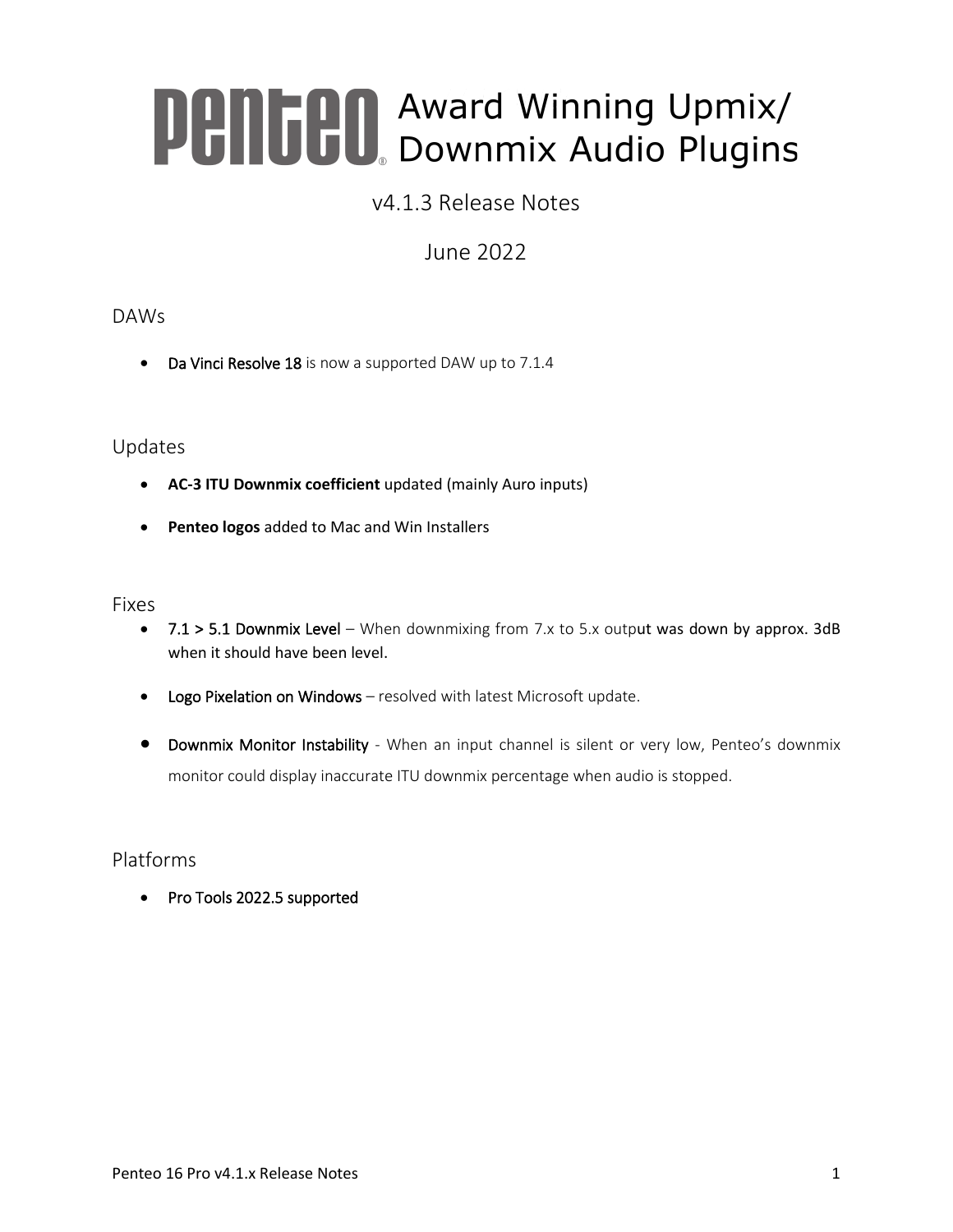# Penteo® Award Winning Upmix/ Downmix Audio Plugins

v4.1.3 Release Notes

June 2022

## DAWs

- Da Vinci Resolve 18 is now a supported DAW up to 7.1.4

## Updates

- **AC-3 ITU Downmix coefficient** updated (mainly Auro inputs)
- **Penteo logos** added to Mac and Win Installers

## Fixes

- 7.1 > 5.1 Downmix Level – When downmixing from 7.x to 5.x output was down by approx. 3dB when it should have been level.
- Logo Pixelation on Windows – resolved with latest Microsoft update.
- Downmix Monitor Instability - When an input channel is silent or very low, Penteo's downmix monitor could display inaccurate ITU downmix percentage when audio is stopped.

## Platforms

- Pro Tools 2022.5 supported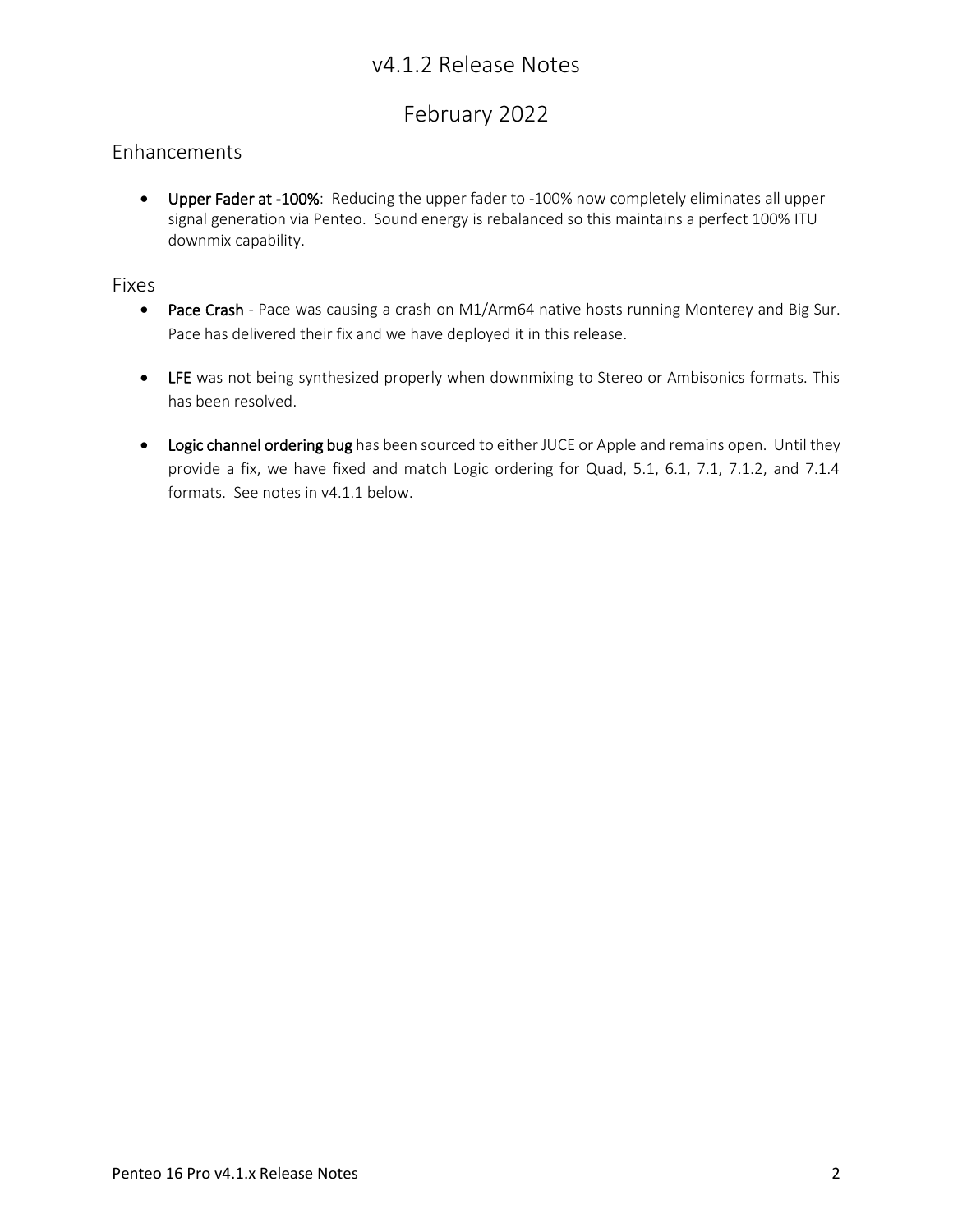# v4.1.2 Release Notes

# February 2022

## Enhancements

- **Upper Fader at -100%**: Reducing the upper fader to -100% now completely eliminates all upper signal generation via Penteo. Sound energy is rebalanced so this maintains a perfect 100% ITU downmix capability.

## Fixes

- **Pace Crash** - Pace was causing a crash on M1/Arm64 native hosts running Monterey and Big Sur. Pace has delivered their fix and we have deployed it in this release.

- **LFE** was not being synthesized properly when downmixing to Stereo or Ambisonics formats. This has been resolved.

- **Logic channel ordering bug** has been sourced to either JUCE or Apple and remains open. Until they provide a fix, we have fixed and match Logic ordering for Quad, 5.1, 6.1, 7.1, 7.1.2, and 7.1.4 formats. See notes in v4.1.1 below.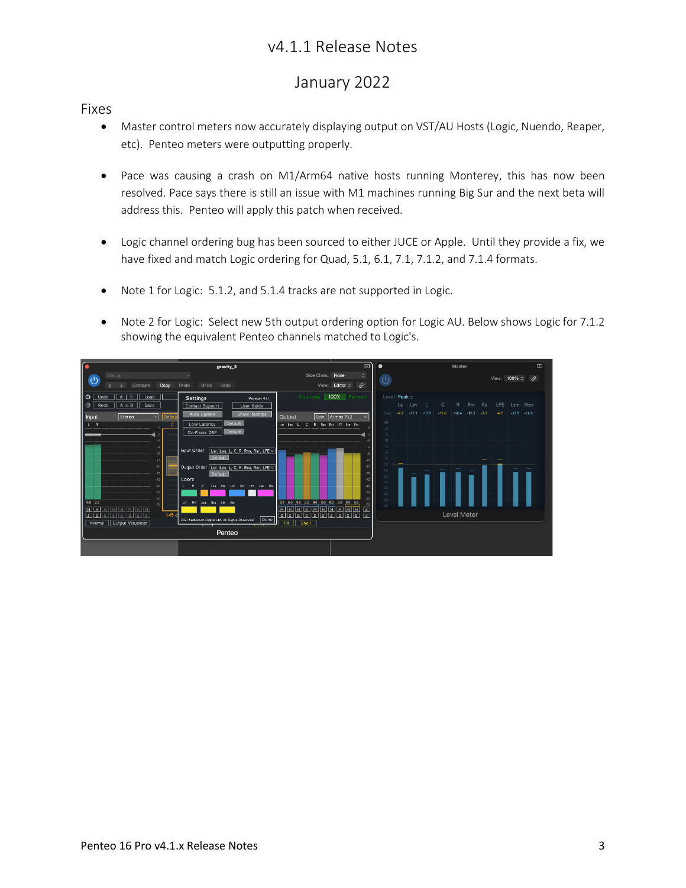# v4.1.1 Release Notes

## January 2022

### Fixes

- Master control meters now accurately displaying output on VST/AU Hosts (Logic, Nuendo, Reaper, etc). Penteo meters were outputting properly.
- Pace was causing a crash on M1/Arm64 native hosts running Monterey, this has now been resolved. Pace says there is still an issue with M1 machines running Big Sur and the next beta will address this. Penteo will apply this patch when received.
- Logic channel ordering bug has been sourced to either JUCE or Apple. Until they provide a fix, we have fixed and match Logic ordering for Quad, 5.1, 6.1, 7.1, 7.1.2, and 7.1.4 formats.
- Note 1 for Logic: 5.1.2, and 5.1.4 tracks are not supported in Logic.
- Note 2 for Logic: Select new 5th output ordering option for Logic AU. Below shows Logic for 7.1.2 showing the equivalent Penteo channels matched to Logic's.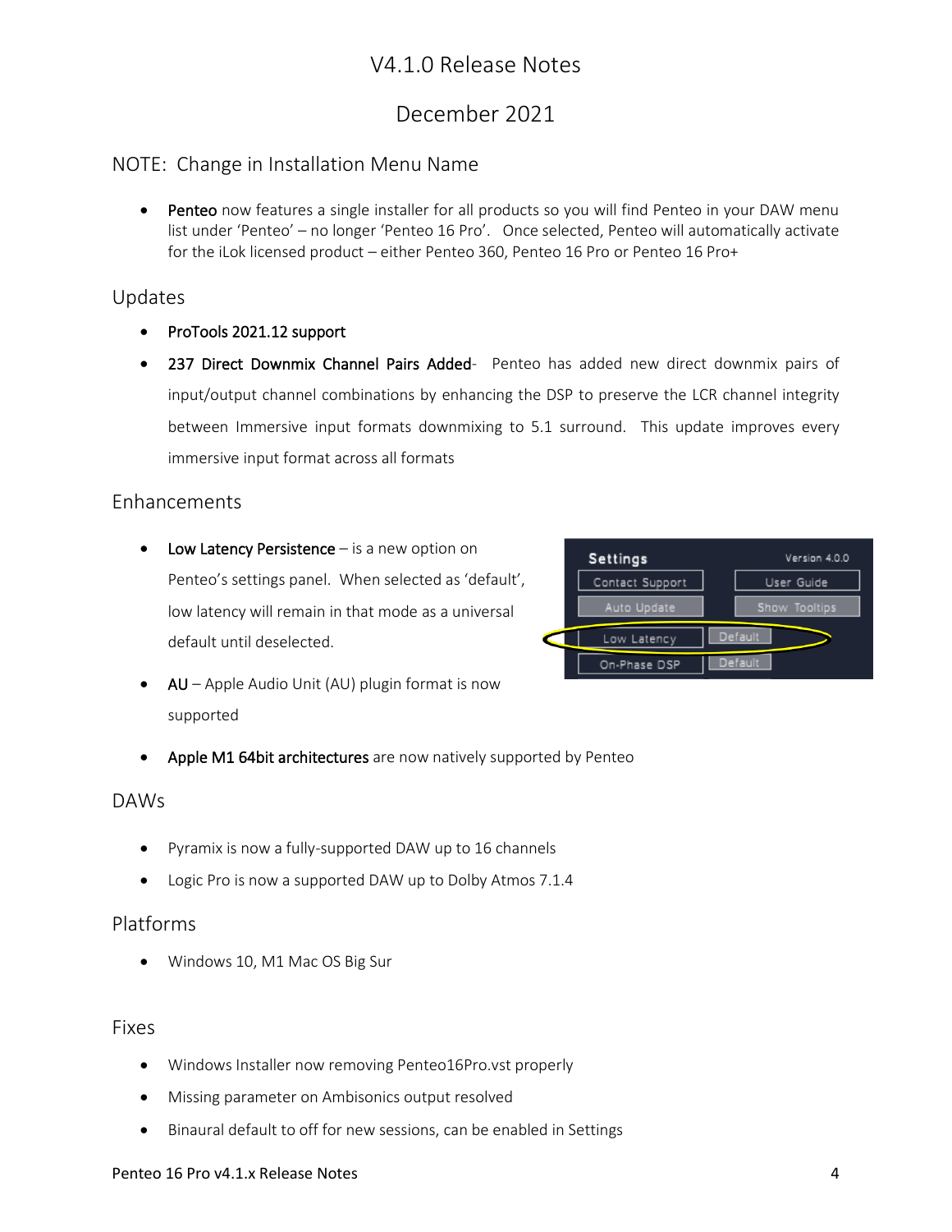# V4.1.0 Release Notes

# December 2021

## NOTE: Change in Installation Menu Name

- Penteo now features a single installer for all products so you will find Penteo in your DAW menu list under 'Penteo' – no longer 'Penteo 16 Pro'. Once selected, Penteo will automatically activate for the iLok licensed product – either Penteo 360, Penteo 16 Pro or Penteo 16 Pro+

## Updates

- ProTools 2021.12 support
- 237 Direct Downmix Channel Pairs Added- Penteo has added new direct downmix pairs of input/output channel combinations by enhancing the DSP to preserve the LCR channel integrity between Immersive input formats downmixing to 5.1 surround. This update improves every immersive input format across all formats

## Enhancements

- Low Latency Persistence – is a new option on Penteo's settings panel. When selected as 'default', low latency will remain in that mode as a universal default until deselected.
- AU – Apple Audio Unit (AU) plugin format is now supported
- Apple M1 64bit architectures are now natively supported by Penteo

Settings
Version 4.0.0
Contact Support
User Guide
Auto Update
Show Tooltips
Low Latency
Default
On-Phase DSP
Default

## DAWs

- Pyramix is now a fully-supported DAW up to 16 channels
- Logic Pro is now a supported DAW up to Dolby Atmos 7.1.4

## Platforms

- Windows 10, M1 Mac OS Big Sur

## Fixes

- Windows Installer now removing Penteo16Pro.vst properly
- Missing parameter on Ambisonics output resolved
- Binaural default to off for new sessions, can be enabled in Settings